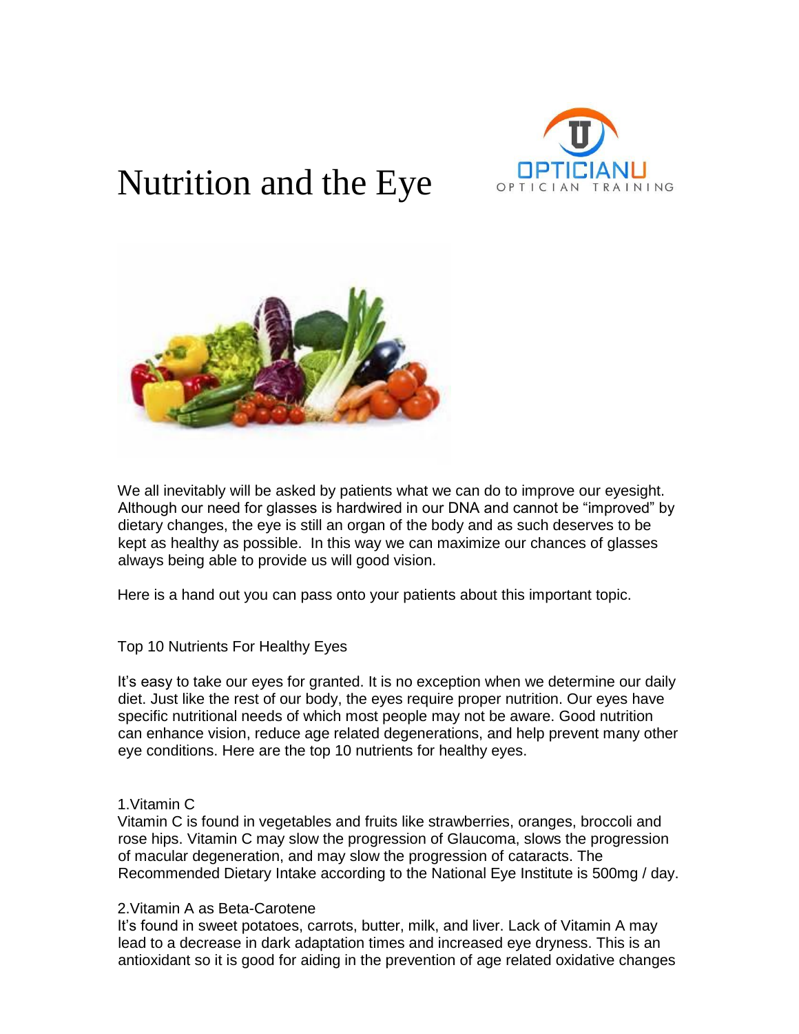# Nutrition and the Eye

OPTICIANU
OPTICIAN TRAINING

We all inevitably will be asked by patients what we can do to improve our eyesight. Although our need for glasses is hardwired in our DNA and cannot be "improved" by dietary changes, the eye is still an organ of the body and as such deserves to be kept as healthy as possible. In this way we can maximize our chances of glasses always being able to provide us will good vision.

Here is a hand out you can pass onto your patients about this important topic.

## Top 10 Nutrients For Healthy Eyes

It's easy to take our eyes for granted. It is no exception when we determine our daily diet. Just like the rest of our body, the eyes require proper nutrition. Our eyes have specific nutritional needs of which most people may not be aware. Good nutrition can enhance vision, reduce age related degenerations, and help prevent many other eye conditions. Here are the top 10 nutrients for healthy eyes.

### 1.Vitamin C

Vitamin C is found in vegetables and fruits like strawberries, oranges, broccoli and rose hips. Vitamin C may slow the progression of Glaucoma, slows the progression of macular degeneration, and may slow the progression of cataracts. The Recommended Dietary Intake according to the National Eye Institute is 500mg / day.

### 2.Vitamin A as Beta-Carotene

It's found in sweet potatoes, carrots, butter, milk, and liver. Lack of Vitamin A may lead to a decrease in dark adaptation times and increased eye dryness. This is an antioxidant so it is good for aiding in the prevention of age related oxidative changes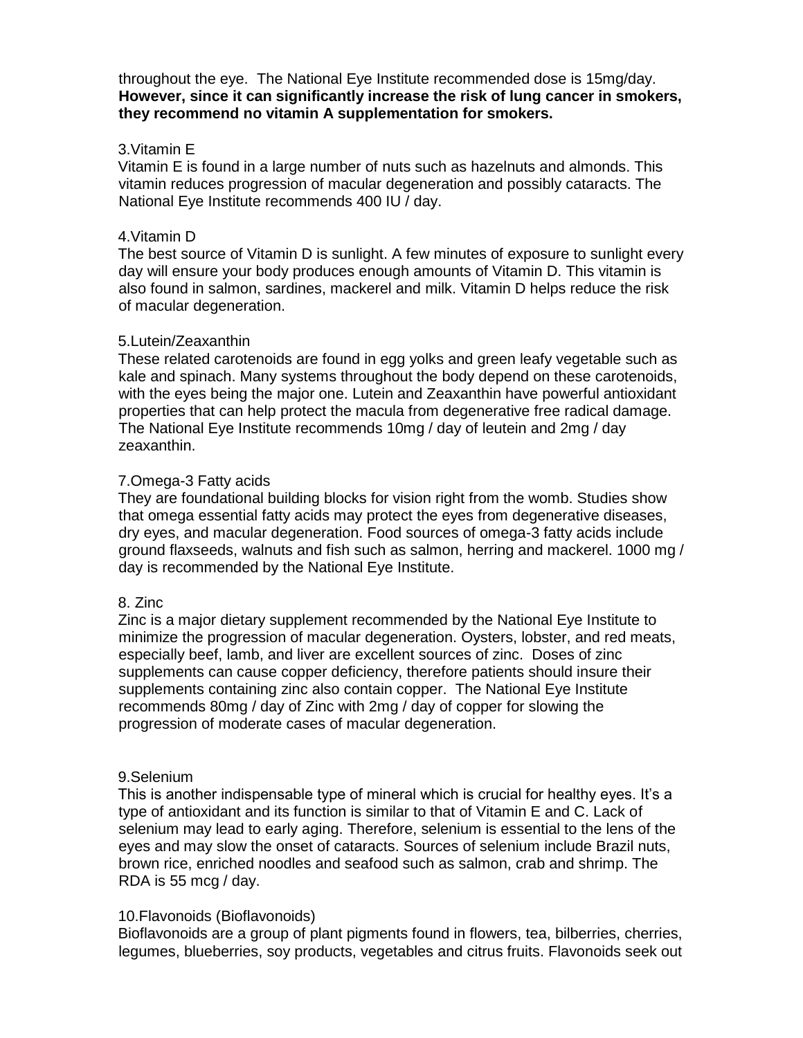throughout the eye. The National Eye Institute recommended dose is 15mg/day. **However, since it can significantly increase the risk of lung cancer in smokers, they recommend no vitamin A supplementation for smokers.**

3.Vitamin E

Vitamin E is found in a large number of nuts such as hazelnuts and almonds. This vitamin reduces progression of macular degeneration and possibly cataracts. The National Eye Institute recommends 400 IU / day.

4.Vitamin D

The best source of Vitamin D is sunlight. A few minutes of exposure to sunlight every day will ensure your body produces enough amounts of Vitamin D. This vitamin is also found in salmon, sardines, mackerel and milk. Vitamin D helps reduce the risk of macular degeneration.

5.Lutein/Zeaxanthin

These related carotenoids are found in egg yolks and green leafy vegetable such as kale and spinach. Many systems throughout the body depend on these carotenoids, with the eyes being the major one. Lutein and Zeaxanthin have powerful antioxidant properties that can help protect the macula from degenerative free radical damage. The National Eye Institute recommends 10mg / day of leutein and 2mg / day zeaxanthin.

7.Omega-3 Fatty acids

They are foundational building blocks for vision right from the womb. Studies show that omega essential fatty acids may protect the eyes from degenerative diseases, dry eyes, and macular degeneration. Food sources of omega-3 fatty acids include ground flaxseeds, walnuts and fish such as salmon, herring and mackerel. 1000 mg / day is recommended by the National Eye Institute.

8. Zinc

Zinc is a major dietary supplement recommended by the National Eye Institute to minimize the progression of macular degeneration. Oysters, lobster, and red meats, especially beef, lamb, and liver are excellent sources of zinc. Doses of zinc supplements can cause copper deficiency, therefore patients should insure their supplements containing zinc also contain copper. The National Eye Institute recommends 80mg / day of Zinc with 2mg / day of copper for slowing the progression of moderate cases of macular degeneration.

9.Selenium

This is another indispensable type of mineral which is crucial for healthy eyes. It's a type of antioxidant and its function is similar to that of Vitamin E and C. Lack of selenium may lead to early aging. Therefore, selenium is essential to the lens of the eyes and may slow the onset of cataracts. Sources of selenium include Brazil nuts, brown rice, enriched noodles and seafood such as salmon, crab and shrimp. The RDA is 55 mcg / day.

10.Flavonoids (Bioflavonoids)

Bioflavonoids are a group of plant pigments found in flowers, tea, bilberries, cherries, legumes, blueberries, soy products, vegetables and citrus fruits. Flavonoids seek out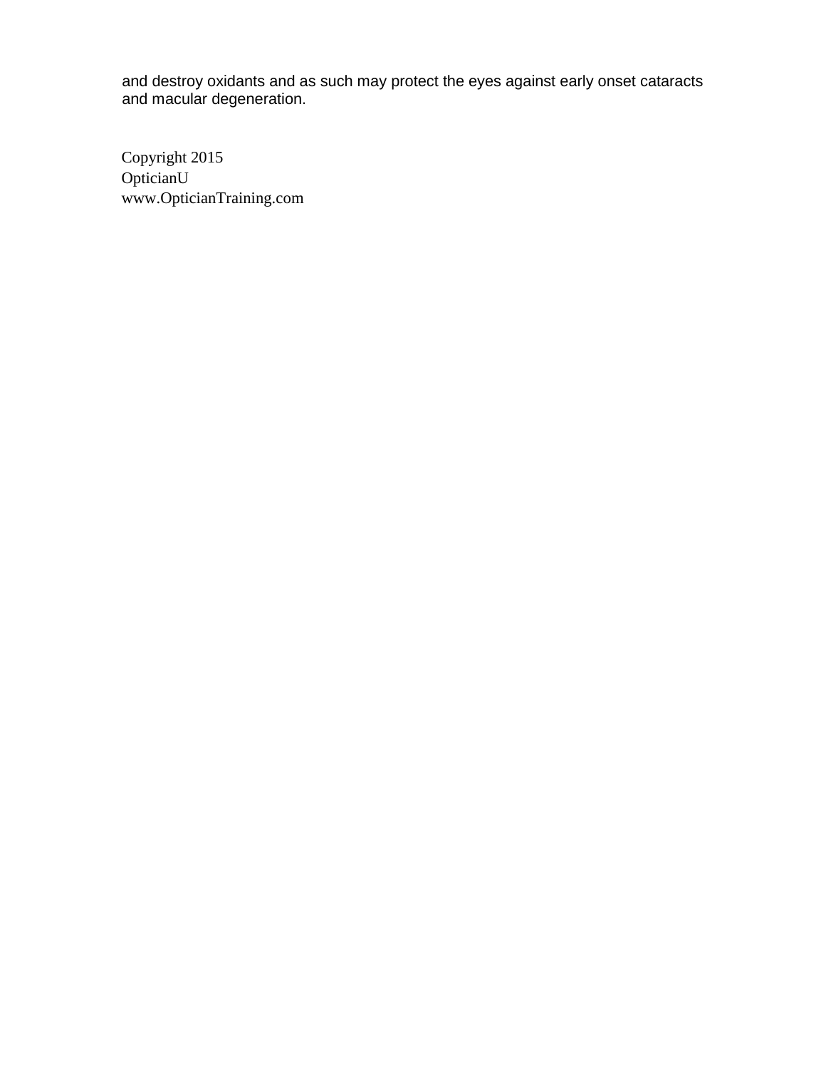and destroy oxidants and as such may protect the eyes against early onset cataracts and macular degeneration.

Copyright 2015
OpticianU
www.OpticianTraining.com